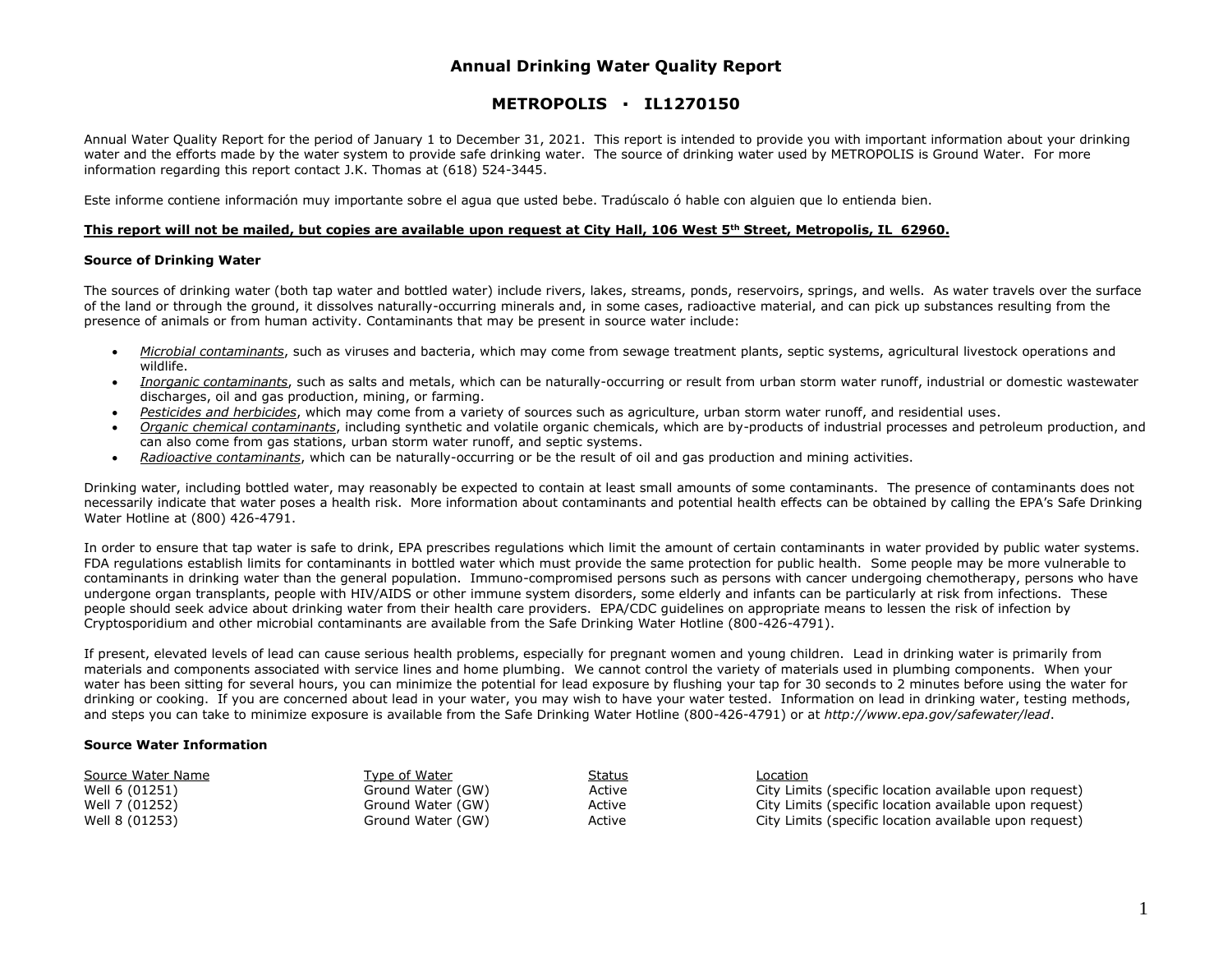# Annual Drinking Water Quality Report

## METROPOLIS · IL1270150

Annual Water Quality Report for the period of January 1 to December 31, 2021. This report is intended to provide you with important information about your drinking water and the efforts made by the water system to provide safe drinking water. The source of drinking water used by METROPOLIS is Ground Water. For more information regarding this report contact J.K. Thomas at (618) 524-3445.

Este informe contiene información muy importante sobre el agua que usted bebe. Tradúscalo ó hable con alguien que lo entienda bien.

**This report will not be mailed, but copies are available upon request at City Hall, 106 West 5th Street, Metropolis, IL 62960.**

### Source of Drinking Water

The sources of drinking water (both tap water and bottled water) include rivers, lakes, streams, ponds, reservoirs, springs, and wells. As water travels over the surface of the land or through the ground, it dissolves naturally-occurring minerals and, in some cases, radioactive material, and can pick up substances resulting from the presence of animals or from human activity. Contaminants that may be present in source water include:

- *Microbial contaminants*, such as viruses and bacteria, which may come from sewage treatment plants, septic systems, agricultural livestock operations and wildlife.
- *Inorganic contaminants*, such as salts and metals, which can be naturally-occurring or result from urban storm water runoff, industrial or domestic wastewater discharges, oil and gas production, mining, or farming.
- *Pesticides and herbicides*, which may come from a variety of sources such as agriculture, urban storm water runoff, and residential uses.
- *Organic chemical contaminants*, including synthetic and volatile organic chemicals, which are by-products of industrial processes and petroleum production, and can also come from gas stations, urban storm water runoff, and septic systems.
- *Radioactive contaminants*, which can be naturally-occurring or be the result of oil and gas production and mining activities.

Drinking water, including bottled water, may reasonably be expected to contain at least small amounts of some contaminants. The presence of contaminants does not necessarily indicate that water poses a health risk. More information about contaminants and potential health effects can be obtained by calling the EPA's Safe Drinking Water Hotline at (800) 426-4791.

In order to ensure that tap water is safe to drink, EPA prescribes regulations which limit the amount of certain contaminants in water provided by public water systems. FDA regulations establish limits for contaminants in bottled water which must provide the same protection for public health. Some people may be more vulnerable to contaminants in drinking water than the general population. Immuno-compromised persons such as persons with cancer undergoing chemotherapy, persons who have undergone organ transplants, people with HIV/AIDS or other immune system disorders, some elderly and infants can be particularly at risk from infections. These people should seek advice about drinking water from their health care providers. EPA/CDC guidelines on appropriate means to lessen the risk of infection by Cryptosporidium and other microbial contaminants are available from the Safe Drinking Water Hotline (800-426-4791).

If present, elevated levels of lead can cause serious health problems, especially for pregnant women and young children. Lead in drinking water is primarily from materials and components associated with service lines and home plumbing. We cannot control the variety of materials used in plumbing components. When your water has been sitting for several hours, you can minimize the potential for lead exposure by flushing your tap for 30 seconds to 2 minutes before using the water for drinking or cooking. If you are concerned about lead in your water, you may wish to have your water tested. Information on lead in drinking water, testing methods, and steps you can take to minimize exposure is available from the Safe Drinking Water Hotline (800-426-4791) or at *http://www.epa.gov/safewater/lead*.

### Source Water Information

| Source Water Name | Type of Water | Status | Location |
|---|---|---|---|
| Well 6 (01251) | Ground Water (GW) | Active | City Limits (specific location available upon request) |
| Well 7 (01252) | Ground Water (GW) | Active | City Limits (specific location available upon request) |
| Well 8 (01253) | Ground Water (GW) | Active | City Limits (specific location available upon request) |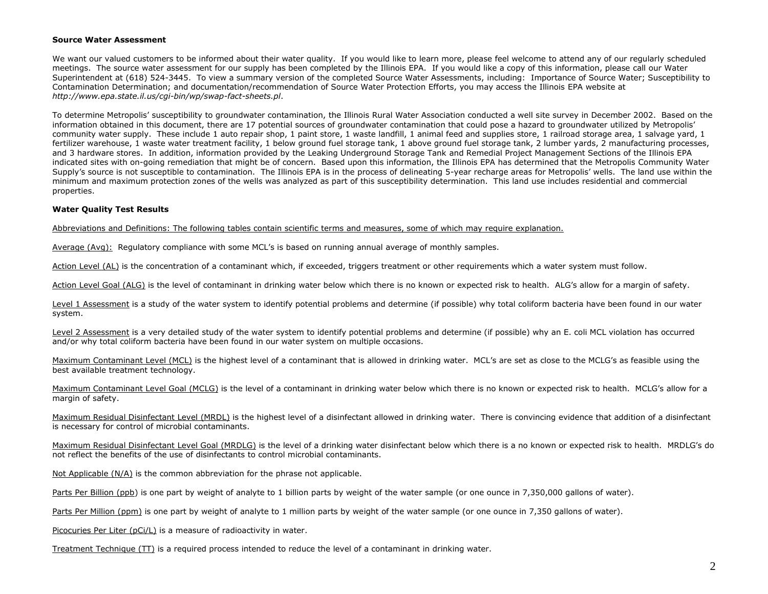**Source Water Assessment**

We want our valued customers to be informed about their water quality. If you would like to learn more, please feel welcome to attend any of our regularly scheduled meetings. The source water assessment for our supply has been completed by the Illinois EPA. If you would like a copy of this information, please call our Water Superintendent at (618) 524-3445. To view a summary version of the completed Source Water Assessments, including: Importance of Source Water; Susceptibility to Contamination Determination; and documentation/recommendation of Source Water Protection Efforts, you may access the Illinois EPA website at *http://www.epa.state.il.us/cgi-bin/wp/swap-fact-sheets.pl*.

To determine Metropolis' susceptibility to groundwater contamination, the Illinois Rural Water Association conducted a well site survey in December 2002. Based on the information obtained in this document, there are 17 potential sources of groundwater contamination that could pose a hazard to groundwater utilized by Metropolis' community water supply. These include 1 auto repair shop, 1 paint store, 1 waste landfill, 1 animal feed and supplies store, 1 railroad storage area, 1 salvage yard, 1 fertilizer warehouse, 1 waste water treatment facility, 1 below ground fuel storage tank, 1 above ground fuel storage tank, 2 lumber yards, 2 manufacturing processes, and 3 hardware stores. In addition, information provided by the Leaking Underground Storage Tank and Remedial Project Management Sections of the Illinois EPA indicated sites with on-going remediation that might be of concern. Based upon this information, the Illinois EPA has determined that the Metropolis Community Water Supply's source is not susceptible to contamination. The Illinois EPA is in the process of delineating 5-year recharge areas for Metropolis' wells. The land use within the minimum and maximum protection zones of the wells was analyzed as part of this susceptibility determination. This land use includes residential and commercial properties.

**Water Quality Test Results**

Abbreviations and Definitions: The following tables contain scientific terms and measures, some of which may require explanation.

Average (Avg): Regulatory compliance with some MCL's is based on running annual average of monthly samples.

Action Level (AL) is the concentration of a contaminant which, if exceeded, triggers treatment or other requirements which a water system must follow.

Action Level Goal (ALG) is the level of contaminant in drinking water below which there is no known or expected risk to health. ALG's allow for a margin of safety.

Level 1 Assessment is a study of the water system to identify potential problems and determine (if possible) why total coliform bacteria have been found in our water system.

Level 2 Assessment is a very detailed study of the water system to identify potential problems and determine (if possible) why an E. coli MCL violation has occurred and/or why total coliform bacteria have been found in our water system on multiple occasions.

Maximum Contaminant Level (MCL) is the highest level of a contaminant that is allowed in drinking water. MCL's are set as close to the MCLG's as feasible using the best available treatment technology.

Maximum Contaminant Level Goal (MCLG) is the level of a contaminant in drinking water below which there is no known or expected risk to health. MCLG's allow for a margin of safety.

Maximum Residual Disinfectant Level (MRDL) is the highest level of a disinfectant allowed in drinking water. There is convincing evidence that addition of a disinfectant is necessary for control of microbial contaminants.

Maximum Residual Disinfectant Level Goal (MRDLG) is the level of a drinking water disinfectant below which there is a no known or expected risk to health. MRDLG's do not reflect the benefits of the use of disinfectants to control microbial contaminants.

Not Applicable (N/A) is the common abbreviation for the phrase not applicable.

Parts Per Billion (ppb) is one part by weight of analyte to 1 billion parts by weight of the water sample (or one ounce in 7,350,000 gallons of water).

Parts Per Million (ppm) is one part by weight of analyte to 1 million parts by weight of the water sample (or one ounce in 7,350 gallons of water).

Picocuries Per Liter (pCi/L) is a measure of radioactivity in water.

Treatment Technique (TT) is a required process intended to reduce the level of a contaminant in drinking water.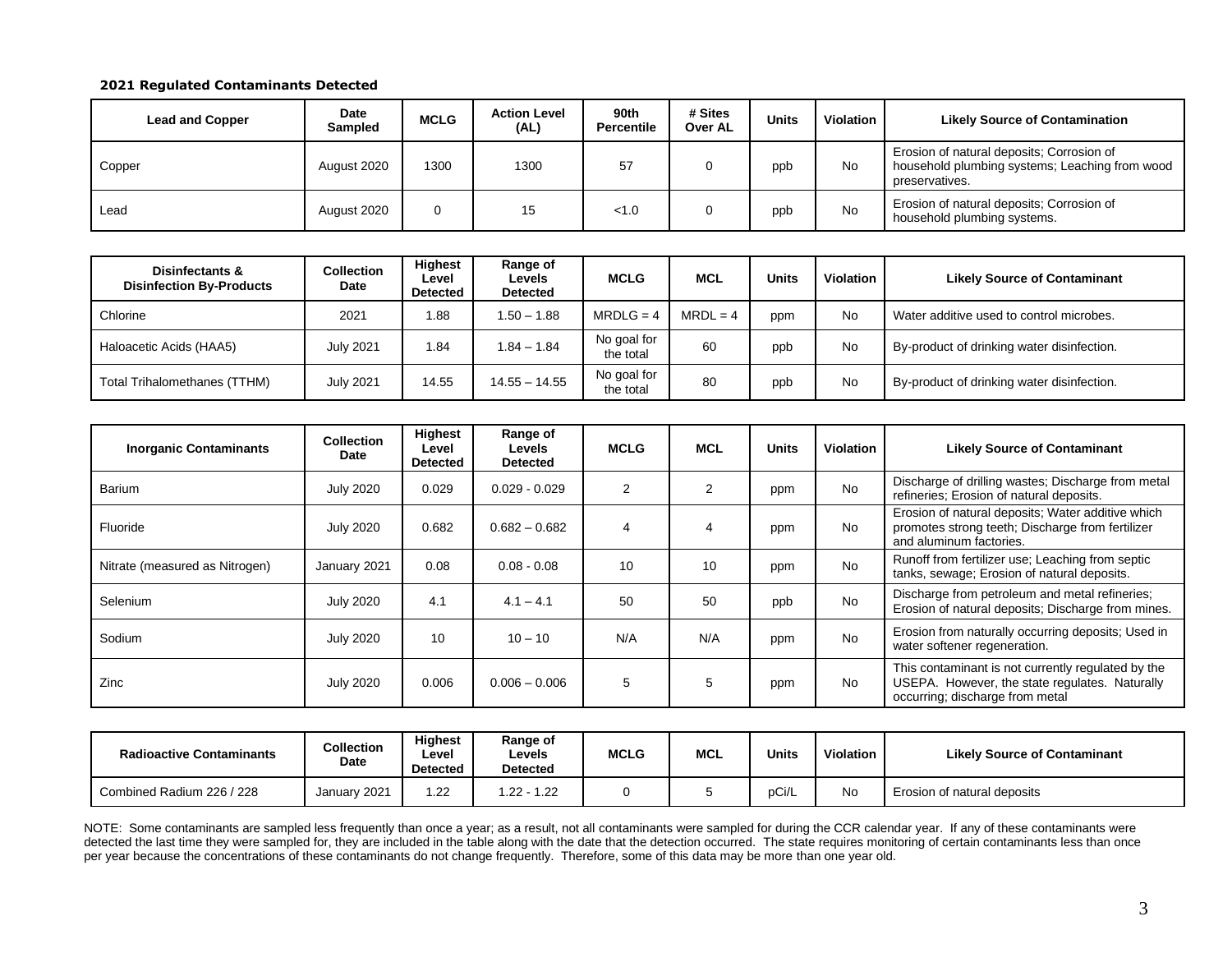**2021 Regulated Contaminants Detected**

| Lead and Copper | Date Sampled | MCLG | Action Level (AL) | 90th Percentile | # Sites Over AL | Units | Violation | Likely Source of Contamination |
|---|---|---|---|---|---|---|---|---|
| Copper | August 2020 | 1300 | 1300 | 57 | 0 | ppb | No | Erosion of natural deposits; Corrosion of household plumbing systems; Leaching from wood preservatives. |
| Lead | August 2020 | 0 | 15 | <1.0 | 0 | ppb | No | Erosion of natural deposits; Corrosion of household plumbing systems. |

| Disinfectants & Disinfection By-Products | Collection Date | Highest Level Detected | Range of Levels Detected | MCLG | MCL | Units | Violation | Likely Source of Contaminant |
|---|---|---|---|---|---|---|---|---|
| Chlorine | 2021 | 1.88 | 1.50 – 1.88 | MRDLG = 4 | MRDL = 4 | ppm | No | Water additive used to control microbes. |
| Haloacetic Acids (HAA5) | July 2021 | 1.84 | 1.84 – 1.84 | No goal for the total | 60 | ppb | No | By-product of drinking water disinfection. |
| Total Trihalomethanes (TTHM) | July 2021 | 14.55 | 14.55 – 14.55 | No goal for the total | 80 | ppb | No | By-product of drinking water disinfection. |

| Inorganic Contaminants | Collection Date | Highest Level Detected | Range of Levels Detected | MCLG | MCL | Units | Violation | Likely Source of Contaminant |
|---|---|---|---|---|---|---|---|---|
| Barium | July 2020 | 0.029 | 0.029 - 0.029 | 2 | 2 | ppm | No | Discharge of drilling wastes; Discharge from metal refineries; Erosion of natural deposits. |
| Fluoride | July 2020 | 0.682 | 0.682 – 0.682 | 4 | 4 | ppm | No | Erosion of natural deposits; Water additive which promotes strong teeth; Discharge from fertilizer and aluminum factories. |
| Nitrate (measured as Nitrogen) | January 2021 | 0.08 | 0.08 - 0.08 | 10 | 10 | ppm | No | Runoff from fertilizer use; Leaching from septic tanks, sewage; Erosion of natural deposits. |
| Selenium | July 2020 | 4.1 | 4.1 – 4.1 | 50 | 50 | ppb | No | Discharge from petroleum and metal refineries; Erosion of natural deposits; Discharge from mines. |
| Sodium | July 2020 | 10 | 10 – 10 | N/A | N/A | ppm | No | Erosion from naturally occurring deposits; Used in water softener regeneration. |
| Zinc | July 2020 | 0.006 | 0.006 – 0.006 | 5 | 5 | ppm | No | This contaminant is not currently regulated by the USEPA. However, the state regulates. Naturally occurring; discharge from metal |

| Radioactive Contaminants | Collection Date | Highest Level Detected | Range of Levels Detected | MCLG | MCL | Units | Violation | Likely Source of Contaminant |
|---|---|---|---|---|---|---|---|---|
| Combined Radium 226 / 228 | January 2021 | 1.22 | 1.22 - 1.22 | 0 | 5 | pCi/L | No | Erosion of natural deposits |

NOTE: Some contaminants are sampled less frequently than once a year; as a result, not all contaminants were sampled for during the CCR calendar year. If any of these contaminants were detected the last time they were sampled for, they are included in the table along with the date that the detection occurred. The state requires monitoring of certain contaminants less than once per year because the concentrations of these contaminants do not change frequently. Therefore, some of this data may be more than one year old.